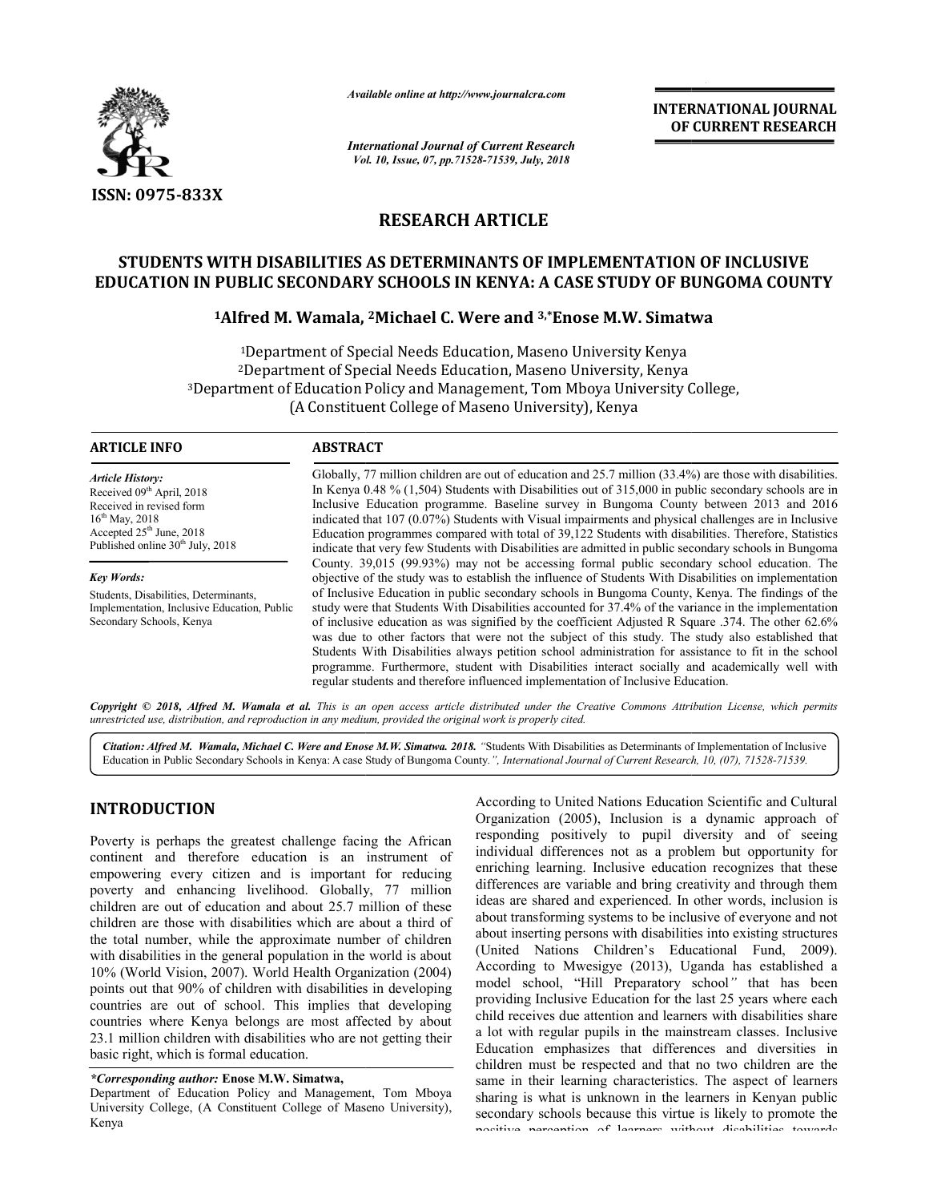ISSN: 0975-833X

*Available online at http://www.journalcra.com*

*International Journal of Current Research*
*Vol. 10, Issue, 07, pp.71528-71539, July, 2018*

**INTERNATIONAL JOURNAL OF CURRENT RESEARCH**

## RESEARCH ARTICLE

# STUDENTS WITH DISABILITIES AS DETERMINANTS OF IMPLEMENTATION OF INCLUSIVE EDUCATION IN PUBLIC SECONDARY SCHOOLS IN KENYA: A CASE STUDY OF BUNGOMA COUNTY

**[1]Alfred M. Wamala, [2]Michael C. Were and [3,*]Enose M.W. Simatwa**

[1]Department of Special Needs Education, Maseno University Kenya
[2]Department of Special Needs Education, Maseno University, Kenya
[3]Department of Education Policy and Management, Tom Mboya University College, (A Constituent College of Maseno University), Kenya

**ARTICLE INFO**

*Article History:*
Received 09th April, 2018
Received in revised form
16th May, 2018
Accepted 25th June, 2018
Published online 30th July, 2018

*Key Words:*
Students, Disabilities, Determinants, Implementation, Inclusive Education, Public Secondary Schools, Kenya

**ABSTRACT**

Globally, 77 million children are out of education and 25.7 million (33.4%) are those with disabilities. In Kenya 0.48 % (1,504) Students with Disabilities out of 315,000 in public secondary schools are in Inclusive Education programme. Baseline survey in Bungoma County between 2013 and 2016 indicated that 107 (0.07%) Students with Visual impairments and physical challenges are in Inclusive Education programmes compared with total of 39,122 Students with disabilities. Therefore, Statistics indicate that very few Students with Disabilities are admitted in public secondary schools in Bungoma County. 39,015 (99.93%) may not be accessing formal public secondary school education. The objective of the study was to establish the influence of Students With Disabilities on implementation of Inclusive Education in public secondary schools in Bungoma County, Kenya. The findings of the study were that Students With Disabilities accounted for 37.4% of the variance in the implementation of inclusive education as was signified by the coefficient Adjusted R Square .374. The other 62.6% was due to other factors that were not the subject of this study. The study also established that Students With Disabilities always petition school administration for assistance to fit in the school programme. Furthermore, student with Disabilities interact socially and academically well with regular students and therefore influenced implementation of Inclusive Education.

*Copyright © 2018, Alfred M. Wamala et al. This is an open access article distributed under the Creative Commons Attribution License, which permits unrestricted use, distribution, and reproduction in any medium, provided the original work is properly cited.*

*Citation: Alfred M. Wamala, Michael C. Were and Enose M.W. Simatwa. 2018.* "Students With Disabilities as Determinants of Implementation of Inclusive Education in Public Secondary Schools in Kenya: A case Study of Bungoma County.", *International Journal of Current Research, 10, (07), 71528-71539.*

## INTRODUCTION

Poverty is perhaps the greatest challenge facing the African continent and therefore education is an instrument of empowering every citizen and is important for reducing poverty and enhancing livelihood. Globally, 77 million children are out of education and about 25.7 million of these children are those with disabilities which are about a third of the total number, while the approximate number of children with disabilities in the general population in the world is about 10% (World Vision, 2007). World Health Organization (2004) points out that 90% of children with disabilities in developing countries are out of school. This implies that developing countries where Kenya belongs are most affected by about 23.1 million children with disabilities who are not getting their basic right, which is formal education.

According to United Nations Education Scientific and Cultural Organization (2005), Inclusion is a dynamic approach of responding positively to pupil diversity and of seeing individual differences not as a problem but opportunity for enriching learning. Inclusive education recognizes that these differences are variable and bring creativity and through them ideas are shared and experienced. In other words, inclusion is about transforming systems to be inclusive of everyone and not about inserting persons with disabilities into existing structures (United Nations Children's Educational Fund, 2009). According to Mwesigye (2013), Uganda has established a model school, "Hill Preparatory school" that has been providing Inclusive Education for the last 25 years where each child receives due attention and learners with disabilities share a lot with regular pupils in the mainstream classes. Inclusive Education emphasizes that differences and diversities in children must be respected and that no two children are the same in their learning characteristics. The aspect of learners sharing is what is unknown in the learners in Kenyan public secondary schools because this virtue is likely to promote the positive perception of learners without disabilities towards

*\*Corresponding author:* **Enose M.W. Simatwa,**
Department of Education Policy and Management, Tom Mboya University College, (A Constituent College of Maseno University), Kenya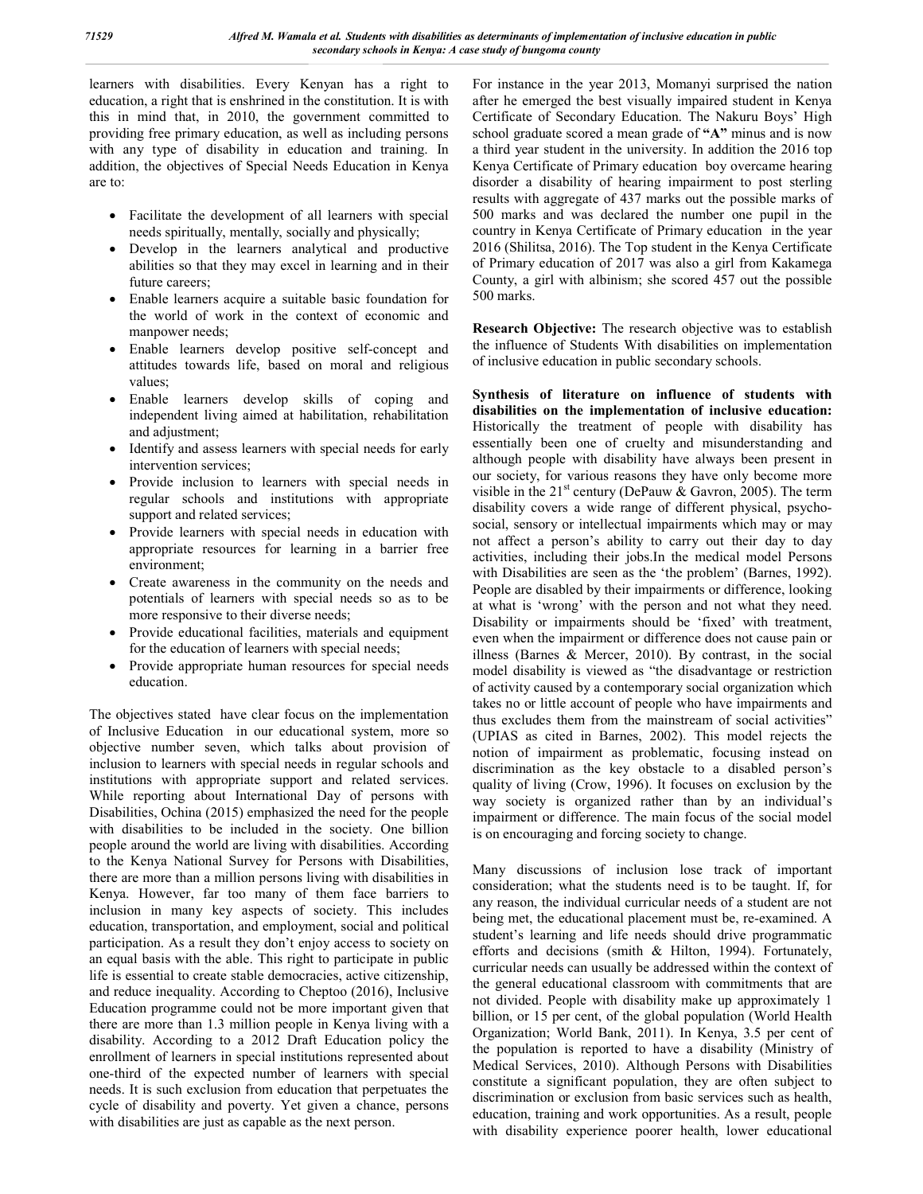learners with disabilities. Every Kenyan has a right to education, a right that is enshrined in the constitution. It is with this in mind that, in 2010, the government committed to providing free primary education, as well as including persons with any type of disability in education and training. In addition, the objectives of Special Needs Education in Kenya are to:

- Facilitate the development of all learners with special needs spiritually, mentally, socially and physically;
- Develop in the learners analytical and productive abilities so that they may excel in learning and in their future careers;
- Enable learners acquire a suitable basic foundation for the world of work in the context of economic and manpower needs;
- Enable learners develop positive self-concept and attitudes towards life, based on moral and religious values;
- Enable learners develop skills of coping and independent living aimed at habilitation, rehabilitation and adjustment;
- Identify and assess learners with special needs for early intervention services;
- Provide inclusion to learners with special needs in regular schools and institutions with appropriate support and related services;
- Provide learners with special needs in education with appropriate resources for learning in a barrier free environment;
- Create awareness in the community on the needs and potentials of learners with special needs so as to be more responsive to their diverse needs;
- Provide educational facilities, materials and equipment for the education of learners with special needs;
- Provide appropriate human resources for special needs education.

The objectives stated have clear focus on the implementation of Inclusive Education in our educational system, more so objective number seven, which talks about provision of inclusion to learners with special needs in regular schools and institutions with appropriate support and related services. While reporting about International Day of persons with Disabilities, Ochina (2015) emphasized the need for the people with disabilities to be included in the society. One billion people around the world are living with disabilities. According to the Kenya National Survey for Persons with Disabilities, there are more than a million persons living with disabilities in Kenya. However, far too many of them face barriers to inclusion in many key aspects of society. This includes education, transportation, and employment, social and political participation. As a result they don't enjoy access to society on an equal basis with the able. This right to participate in public life is essential to create stable democracies, active citizenship, and reduce inequality. According to Cheptoo (2016), Inclusive Education programme could not be more important given that there are more than 1.3 million people in Kenya living with a disability. According to a 2012 Draft Education policy the enrollment of learners in special institutions represented about one-third of the expected number of learners with special needs. It is such exclusion from education that perpetuates the cycle of disability and poverty. Yet given a chance, persons with disabilities are just as capable as the next person.

For instance in the year 2013, Momanyi surprised the nation after he emerged the best visually impaired student in Kenya Certificate of Secondary Education. The Nakuru Boys' High school graduate scored a mean grade of **"A"** minus and is now a third year student in the university. In addition the 2016 top Kenya Certificate of Primary education boy overcame hearing disorder a disability of hearing impairment to post sterling results with aggregate of 437 marks out the possible marks of 500 marks and was declared the number one pupil in the country in Kenya Certificate of Primary education in the year 2016 (Shilitsa, 2016). The Top student in the Kenya Certificate of Primary education of 2017 was also a girl from Kakamega County, a girl with albinism; she scored 457 out the possible 500 marks.

**Research Objective:** The research objective was to establish the influence of Students With disabilities on implementation of inclusive education in public secondary schools.

**Synthesis of literature on influence of students with disabilities on the implementation of inclusive education:** Historically the treatment of people with disability has essentially been one of cruelty and misunderstanding and although people with disability have always been present in our society, for various reasons they have only become more visible in the 21st century (DePauw & Gavron, 2005). The term disability covers a wide range of different physical, psycho-social, sensory or intellectual impairments which may or may not affect a person's ability to carry out their day to day activities, including their jobs.In the medical model Persons with Disabilities are seen as the 'the problem' (Barnes, 1992). People are disabled by their impairments or difference, looking at what is 'wrong' with the person and not what they need. Disability or impairments should be 'fixed' with treatment, even when the impairment or difference does not cause pain or illness (Barnes & Mercer, 2010). By contrast, in the social model disability is viewed as "the disadvantage or restriction of activity caused by a contemporary social organization which takes no or little account of people who have impairments and thus excludes them from the mainstream of social activities" (UPIAS as cited in Barnes, 2002). This model rejects the notion of impairment as problematic, focusing instead on discrimination as the key obstacle to a disabled person's quality of living (Crow, 1996). It focuses on exclusion by the way society is organized rather than by an individual's impairment or difference. The main focus of the social model is on encouraging and forcing society to change.

Many discussions of inclusion lose track of important consideration; what the students need is to be taught. If, for any reason, the individual curricular needs of a student are not being met, the educational placement must be, re-examined. A student's learning and life needs should drive programmatic efforts and decisions (smith & Hilton, 1994). Fortunately, curricular needs can usually be addressed within the context of the general educational classroom with commitments that are not divided. People with disability make up approximately 1 billion, or 15 per cent, of the global population (World Health Organization; World Bank, 2011). In Kenya, 3.5 per cent of the population is reported to have a disability (Ministry of Medical Services, 2010). Although Persons with Disabilities constitute a significant population, they are often subject to discrimination or exclusion from basic services such as health, education, training and work opportunities. As a result, people with disability experience poorer health, lower educational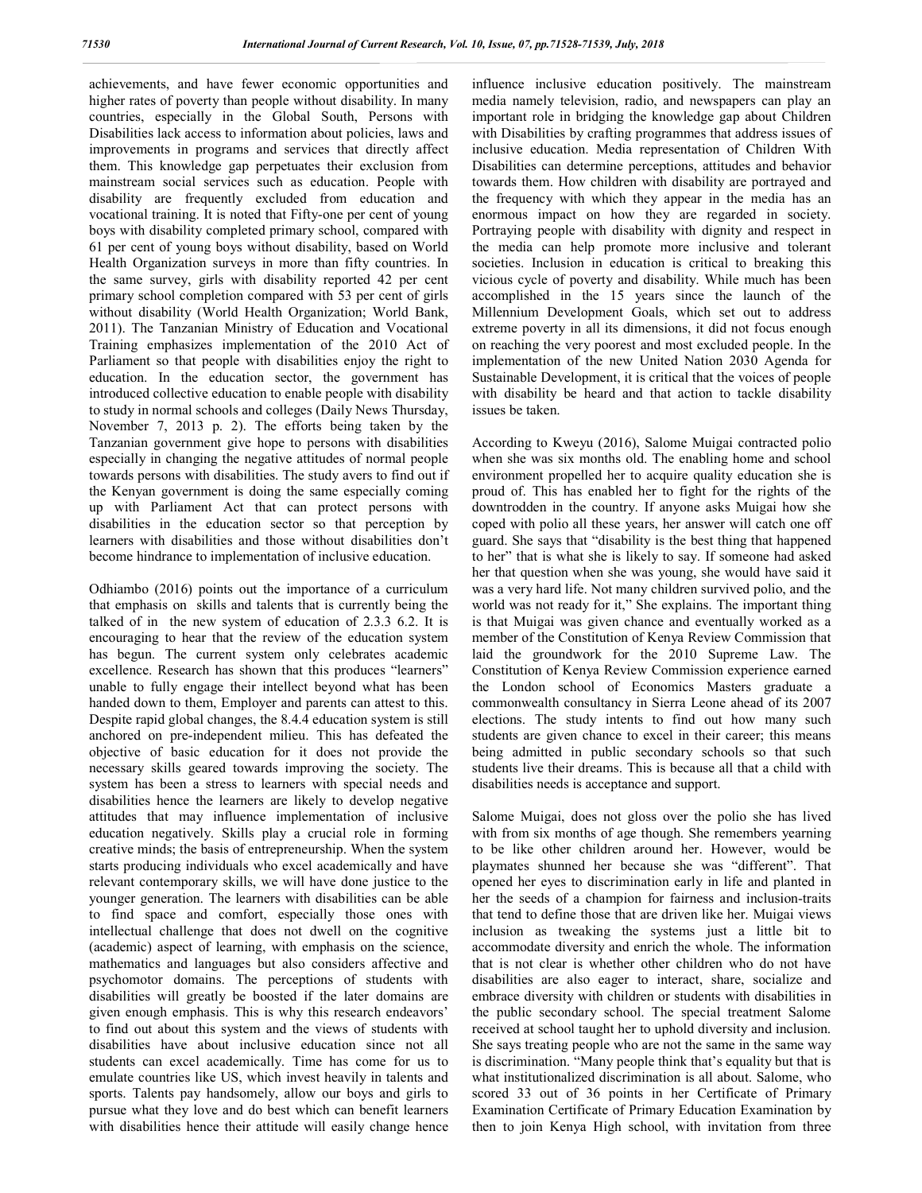achievements, and have fewer economic opportunities and higher rates of poverty than people without disability. In many countries, especially in the Global South, Persons with Disabilities lack access to information about policies, laws and improvements in programs and services that directly affect them. This knowledge gap perpetuates their exclusion from mainstream social services such as education. People with disability are frequently excluded from education and vocational training. It is noted that Fifty-one per cent of young boys with disability completed primary school, compared with 61 per cent of young boys without disability, based on World Health Organization surveys in more than fifty countries. In the same survey, girls with disability reported 42 per cent primary school completion compared with 53 per cent of girls without disability (World Health Organization; World Bank, 2011). The Tanzanian Ministry of Education and Vocational Training emphasizes implementation of the 2010 Act of Parliament so that people with disabilities enjoy the right to education. In the education sector, the government has introduced collective education to enable people with disability to study in normal schools and colleges (Daily News Thursday, November 7, 2013 p. 2). The efforts being taken by the Tanzanian government give hope to persons with disabilities especially in changing the negative attitudes of normal people towards persons with disabilities. The study avers to find out if the Kenyan government is doing the same especially coming up with Parliament Act that can protect persons with disabilities in the education sector so that perception by learners with disabilities and those without disabilities don't become hindrance to implementation of inclusive education.

Odhiambo (2016) points out the importance of a curriculum that emphasis on skills and talents that is currently being the talked of in the new system of education of 2.3.3 6.2. It is encouraging to hear that the review of the education system has begun. The current system only celebrates academic excellence. Research has shown that this produces "learners" unable to fully engage their intellect beyond what has been handed down to them, Employer and parents can attest to this. Despite rapid global changes, the 8.4.4 education system is still anchored on pre-independent milieu. This has defeated the objective of basic education for it does not provide the necessary skills geared towards improving the society. The system has been a stress to learners with special needs and disabilities hence the learners are likely to develop negative attitudes that may influence implementation of inclusive education negatively. Skills play a crucial role in forming creative minds; the basis of entrepreneurship. When the system starts producing individuals who excel academically and have relevant contemporary skills, we will have done justice to the younger generation. The learners with disabilities can be able to find space and comfort, especially those ones with intellectual challenge that does not dwell on the cognitive (academic) aspect of learning, with emphasis on the science, mathematics and languages but also considers affective and psychomotor domains. The perceptions of students with disabilities will greatly be boosted if the later domains are given enough emphasis. This is why this research endeavors' to find out about this system and the views of students with disabilities have about inclusive education since not all students can excel academically. Time has come for us to emulate countries like US, which invest heavily in talents and sports. Talents pay handsomely, allow our boys and girls to pursue what they love and do best which can benefit learners with disabilities hence their attitude will easily change hence influence inclusive education positively. The mainstream media namely television, radio, and newspapers can play an important role in bridging the knowledge gap about Children with Disabilities by crafting programmes that address issues of inclusive education. Media representation of Children With Disabilities can determine perceptions, attitudes and behavior towards them. How children with disability are portrayed and the frequency with which they appear in the media has an enormous impact on how they are regarded in society. Portraying people with disability with dignity and respect in the media can help promote more inclusive and tolerant societies. Inclusion in education is critical to breaking this vicious cycle of poverty and disability. While much has been accomplished in the 15 years since the launch of the Millennium Development Goals, which set out to address extreme poverty in all its dimensions, it did not focus enough on reaching the very poorest and most excluded people. In the implementation of the new United Nation 2030 Agenda for Sustainable Development, it is critical that the voices of people with disability be heard and that action to tackle disability issues be taken.

According to Kweyu (2016), Salome Muigai contracted polio when she was six months old. The enabling home and school environment propelled her to acquire quality education she is proud of. This has enabled her to fight for the rights of the downtrodden in the country. If anyone asks Muigai how she coped with polio all these years, her answer will catch one off guard. She says that "disability is the best thing that happened to her" that is what she is likely to say. If someone had asked her that question when she was young, she would have said it was a very hard life. Not many children survived polio, and the world was not ready for it," She explains. The important thing is that Muigai was given chance and eventually worked as a member of the Constitution of Kenya Review Commission that laid the groundwork for the 2010 Supreme Law. The Constitution of Kenya Review Commission experience earned the London school of Economics Masters graduate a commonwealth consultancy in Sierra Leone ahead of its 2007 elections. The study intents to find out how many such students are given chance to excel in their career; this means being admitted in public secondary schools so that such students live their dreams. This is because all that a child with disabilities needs is acceptance and support.

Salome Muigai, does not gloss over the polio she has lived with from six months of age though. She remembers yearning to be like other children around her. However, would be playmates shunned her because she was "different". That opened her eyes to discrimination early in life and planted in her the seeds of a champion for fairness and inclusion-traits that tend to define those that are driven like her. Muigai views inclusion as tweaking the systems just a little bit to accommodate diversity and enrich the whole. The information that is not clear is whether other children who do not have disabilities are also eager to interact, share, socialize and embrace diversity with children or students with disabilities in the public secondary school. The special treatment Salome received at school taught her to uphold diversity and inclusion. She says treating people who are not the same in the same way is discrimination. "Many people think that's equality but that is what institutionalized discrimination is all about. Salome, who scored 33 out of 36 points in her Certificate of Primary Examination Certificate of Primary Education Examination by then to join Kenya High school, with invitation from three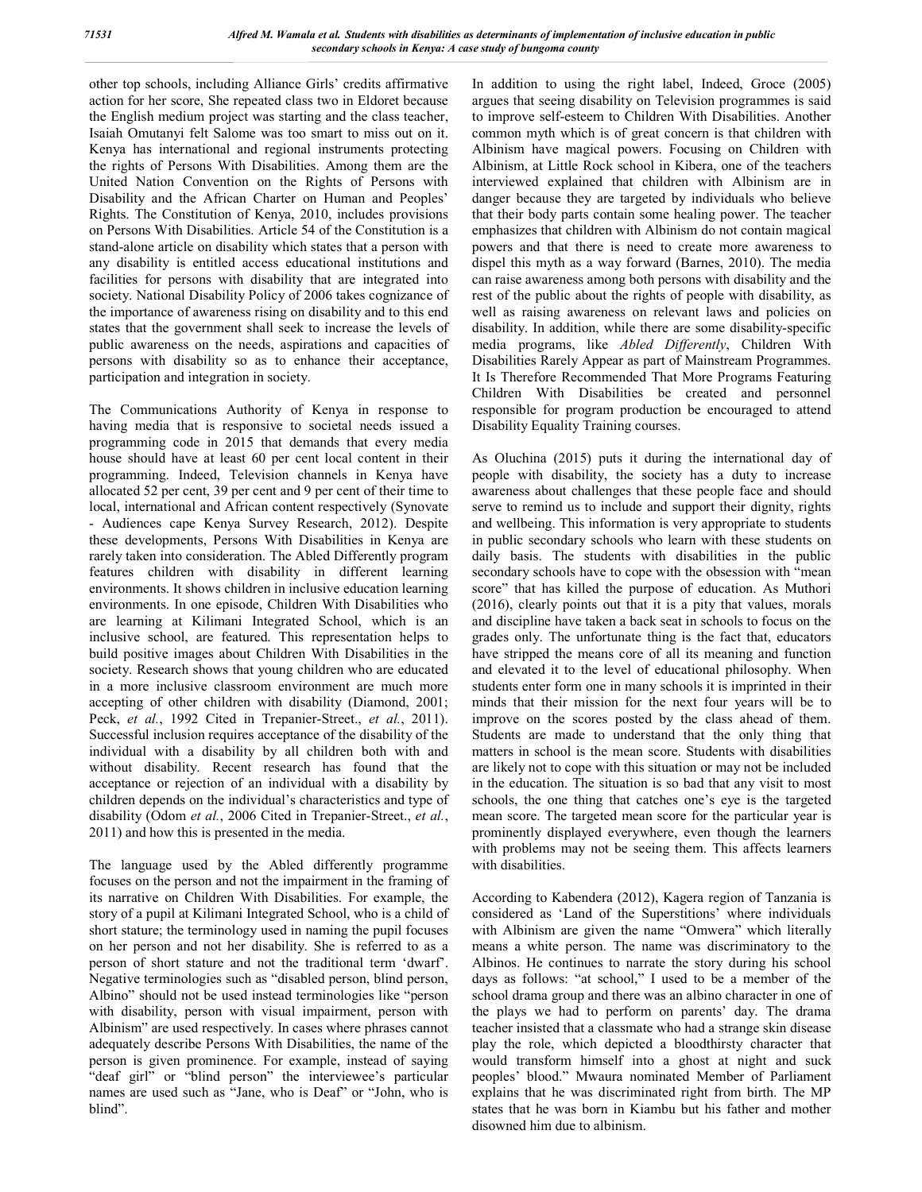other top schools, including Alliance Girls' credits affirmative action for her score, She repeated class two in Eldoret because the English medium project was starting and the class teacher, Isaiah Omutanyi felt Salome was too smart to miss out on it. Kenya has international and regional instruments protecting the rights of Persons With Disabilities. Among them are the United Nation Convention on the Rights of Persons with Disability and the African Charter on Human and Peoples' Rights. The Constitution of Kenya, 2010, includes provisions on Persons With Disabilities. Article 54 of the Constitution is a stand-alone article on disability which states that a person with any disability is entitled access educational institutions and facilities for persons with disability that are integrated into society. National Disability Policy of 2006 takes cognizance of the importance of awareness rising on disability and to this end states that the government shall seek to increase the levels of public awareness on the needs, aspirations and capacities of persons with disability so as to enhance their acceptance, participation and integration in society.

The Communications Authority of Kenya in response to having media that is responsive to societal needs issued a programming code in 2015 that demands that every media house should have at least 60 per cent local content in their programming. Indeed, Television channels in Kenya have allocated 52 per cent, 39 per cent and 9 per cent of their time to local, international and African content respectively (Synovate - Audiences cape Kenya Survey Research, 2012). Despite these developments, Persons With Disabilities in Kenya are rarely taken into consideration. The Abled Differently program features children with disability in different learning environments. It shows children in inclusive education learning environments. In one episode, Children With Disabilities who are learning at Kilimani Integrated School, which is an inclusive school, are featured. This representation helps to build positive images about Children With Disabilities in the society. Research shows that young children who are educated in a more inclusive classroom environment are much more accepting of other children with disability (Diamond, 2001; Peck, *et al.*, 1992 Cited in Trepanier-Street., *et al.*, 2011). Successful inclusion requires acceptance of the disability of the individual with a disability by all children both with and without disability. Recent research has found that the acceptance or rejection of an individual with a disability by children depends on the individual's characteristics and type of disability (Odom *et al.*, 2006 Cited in Trepanier-Street., *et al.*, 2011) and how this is presented in the media.

The language used by the Abled differently programme focuses on the person and not the impairment in the framing of its narrative on Children With Disabilities. For example, the story of a pupil at Kilimani Integrated School, who is a child of short stature; the terminology used in naming the pupil focuses on her person and not her disability. She is referred to as a person of short stature and not the traditional term 'dwarf'. Negative terminologies such as "disabled person, blind person, Albino" should not be used instead terminologies like "person with disability, person with visual impairment, person with Albinism" are used respectively. In cases where phrases cannot adequately describe Persons With Disabilities, the name of the person is given prominence. For example, instead of saying "deaf girl" or "blind person" the interviewee's particular names are used such as "Jane, who is Deaf" or "John, who is blind".

In addition to using the right label, Indeed, Groce (2005) argues that seeing disability on Television programmes is said to improve self-esteem to Children With Disabilities. Another common myth which is of great concern is that children with Albinism have magical powers. Focusing on Children with Albinism, at Little Rock school in Kibera, one of the teachers interviewed explained that children with Albinism are in danger because they are targeted by individuals who believe that their body parts contain some healing power. The teacher emphasizes that children with Albinism do not contain magical powers and that there is need to create more awareness to dispel this myth as a way forward (Barnes, 2010). The media can raise awareness among both persons with disability and the rest of the public about the rights of people with disability, as well as raising awareness on relevant laws and policies on disability. In addition, while there are some disability-specific media programs, like *Abled Differently*, Children With Disabilities Rarely Appear as part of Mainstream Programmes. It Is Therefore Recommended That More Programs Featuring Children With Disabilities be created and personnel responsible for program production be encouraged to attend Disability Equality Training courses.

As Oluchina (2015) puts it during the international day of people with disability, the society has a duty to increase awareness about challenges that these people face and should serve to remind us to include and support their dignity, rights and wellbeing. This information is very appropriate to students in public secondary schools who learn with these students on daily basis. The students with disabilities in the public secondary schools have to cope with the obsession with "mean score" that has killed the purpose of education. As Muthori (2016), clearly points out that it is a pity that values, morals and discipline have taken a back seat in schools to focus on the grades only. The unfortunate thing is the fact that, educators have stripped the means core of all its meaning and function and elevated it to the level of educational philosophy. When students enter form one in many schools it is imprinted in their minds that their mission for the next four years will be to improve on the scores posted by the class ahead of them. Students are made to understand that the only thing that matters in school is the mean score. Students with disabilities are likely not to cope with this situation or may not be included in the education. The situation is so bad that any visit to most schools, the one thing that catches one's eye is the targeted mean score. The targeted mean score for the particular year is prominently displayed everywhere, even though the learners with problems may not be seeing them. This affects learners with disabilities.

According to Kabendera (2012), Kagera region of Tanzania is considered as 'Land of the Superstitions' where individuals with Albinism are given the name "Omwera" which literally means a white person. The name was discriminatory to the Albinos. He continues to narrate the story during his school days as follows: "at school," I used to be a member of the school drama group and there was an albino character in one of the plays we had to perform on parents' day. The drama teacher insisted that a classmate who had a strange skin disease play the role, which depicted a bloodthirsty character that would transform himself into a ghost at night and suck peoples' blood." Mwaura nominated Member of Parliament explains that he was discriminated right from birth. The MP states that he was born in Kiambu but his father and mother disowned him due to albinism.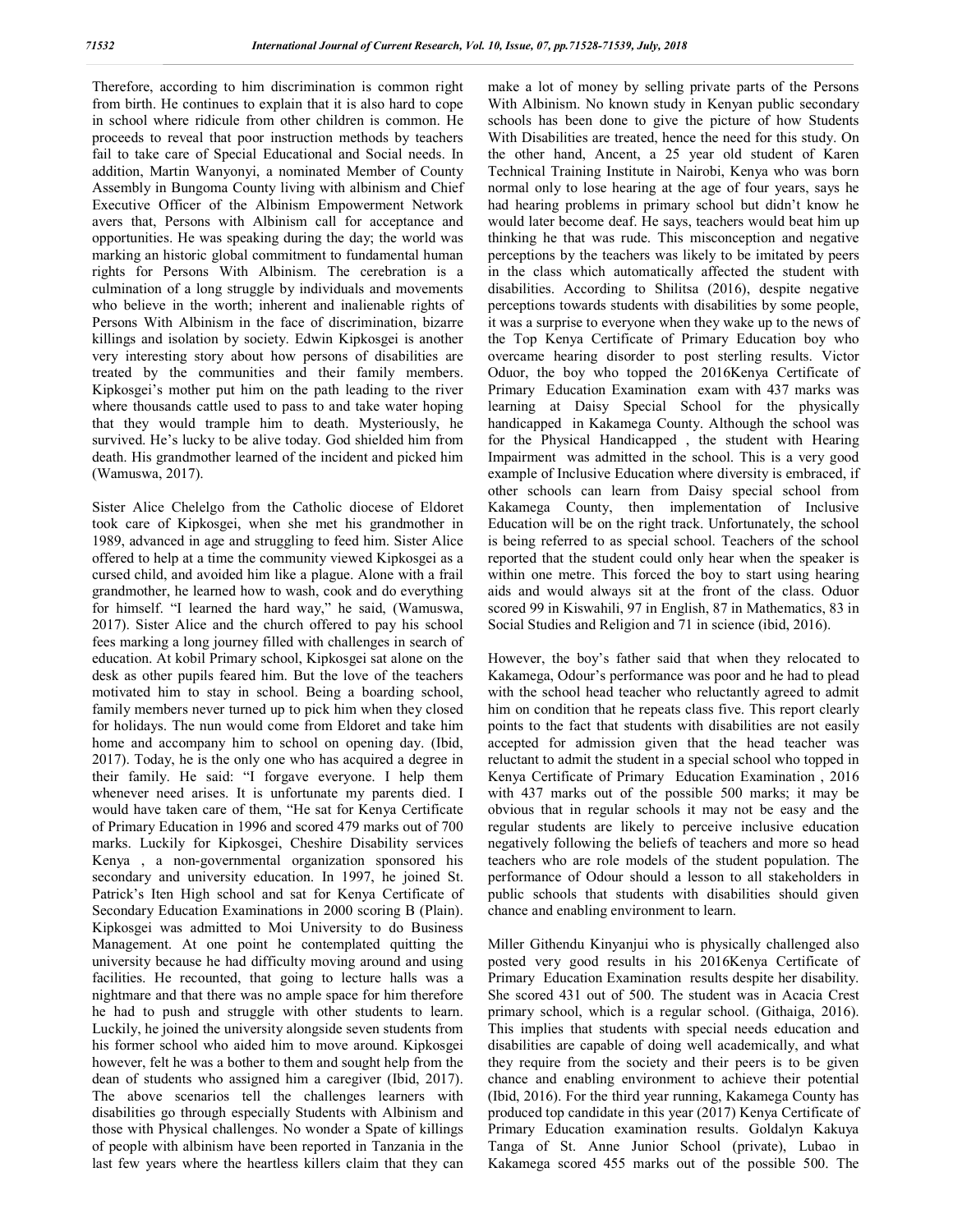Therefore, according to him discrimination is common right from birth. He continues to explain that it is also hard to cope in school where ridicule from other children is common. He proceeds to reveal that poor instruction methods by teachers fail to take care of Special Educational and Social needs. In addition, Martin Wanyonyi, a nominated Member of County Assembly in Bungoma County living with albinism and Chief Executive Officer of the Albinism Empowerment Network avers that, Persons with Albinism call for acceptance and opportunities. He was speaking during the day; the world was marking an historic global commitment to fundamental human rights for Persons With Albinism. The cerebration is a culmination of a long struggle by individuals and movements who believe in the worth; inherent and inalienable rights of Persons With Albinism in the face of discrimination, bizarre killings and isolation by society. Edwin Kipkosgei is another very interesting story about how persons of disabilities are treated by the communities and their family members. Kipkosgei's mother put him on the path leading to the river where thousands cattle used to pass to and take water hoping that they would trample him to death. Mysteriously, he survived. He's lucky to be alive today. God shielded him from death. His grandmother learned of the incident and picked him (Wamuswa, 2017).

Sister Alice Chelelgo from the Catholic diocese of Eldoret took care of Kipkosgei, when she met his grandmother in 1989, advanced in age and struggling to feed him. Sister Alice offered to help at a time the community viewed Kipkosgei as a cursed child, and avoided him like a plague. Alone with a frail grandmother, he learned how to wash, cook and do everything for himself. "I learned the hard way," he said, (Wamuswa, 2017). Sister Alice and the church offered to pay his school fees marking a long journey filled with challenges in search of education. At kobil Primary school, Kipkosgei sat alone on the desk as other pupils feared him. But the love of the teachers motivated him to stay in school. Being a boarding school, family members never turned up to pick him when they closed for holidays. The nun would come from Eldoret and take him home and accompany him to school on opening day. (Ibid, 2017). Today, he is the only one who has acquired a degree in their family. He said: "I forgave everyone. I help them whenever need arises. It is unfortunate my parents died. I would have taken care of them, "He sat for Kenya Certificate of Primary Education in 1996 and scored 479 marks out of 700 marks. Luckily for Kipkosgei, Cheshire Disability services Kenya , a non-governmental organization sponsored his secondary and university education. In 1997, he joined St. Patrick's Iten High school and sat for Kenya Certificate of Secondary Education Examinations in 2000 scoring B (Plain). Kipkosgei was admitted to Moi University to do Business Management. At one point he contemplated quitting the university because he had difficulty moving around and using facilities. He recounted, that going to lecture halls was a nightmare and that there was no ample space for him therefore he had to push and struggle with other students to learn. Luckily, he joined the university alongside seven students from his former school who aided him to move around. Kipkosgei however, felt he was a bother to them and sought help from the dean of students who assigned him a caregiver (Ibid, 2017). The above scenarios tell the challenges learners with disabilities go through especially Students with Albinism and those with Physical challenges. No wonder a Spate of killings of people with albinism have been reported in Tanzania in the last few years where the heartless killers claim that they can make a lot of money by selling private parts of the Persons With Albinism. No known study in Kenyan public secondary schools has been done to give the picture of how Students With Disabilities are treated, hence the need for this study. On the other hand, Ancent, a 25 year old student of Karen Technical Training Institute in Nairobi, Kenya who was born normal only to lose hearing at the age of four years, says he had hearing problems in primary school but didn't know he would later become deaf. He says, teachers would beat him up thinking he that was rude. This misconception and negative perceptions by the teachers was likely to be imitated by peers in the class which automatically affected the student with disabilities. According to Shilitsa (2016), despite negative perceptions towards students with disabilities by some people, it was a surprise to everyone when they wake up to the news of the Top Kenya Certificate of Primary Education boy who overcame hearing disorder to post sterling results. Victor Oduor, the boy who topped the 2016Kenya Certificate of Primary Education Examination exam with 437 marks was learning at Daisy Special School for the physically handicapped in Kakamega County. Although the school was for the Physical Handicapped , the student with Hearing Impairment was admitted in the school. This is a very good example of Inclusive Education where diversity is embraced, if other schools can learn from Daisy special school from Kakamega County, then implementation of Inclusive Education will be on the right track. Unfortunately, the school is being referred to as special school. Teachers of the school reported that the student could only hear when the speaker is within one metre. This forced the boy to start using hearing aids and would always sit at the front of the class. Oduor scored 99 in Kiswahili, 97 in English, 87 in Mathematics, 83 in Social Studies and Religion and 71 in science (ibid, 2016).

However, the boy's father said that when they relocated to Kakamega, Odour's performance was poor and agreed he had to plead with the school head teacher who reluctantly agreed to admit him on condition that he repeats class five. This report clearly points to the fact that students with disabilities are not easily accepted for admission given that the head teacher was reluctant to admit the student in a special school who topped in Kenya Certificate of Primary Education Examination , 2016 with 437 marks out of the possible 500 marks; it may be obvious that in regular schools it may not be easy and the regular students are likely to perceive inclusive education negatively following the beliefs of teachers and more so head teachers who are role models of the student population. The performance of Odour should a lesson to all stakeholders in public schools that students with disabilities should given chance and enabling environment to learn.

Miller Githendu Kinyanjui who is physically challenged also posted very good results in his 2016Kenya Certificate of Primary Education Examination results despite her disability. She scored 431 out of 500. The student was in Acacia Crest primary school, which is a regular school. (Githaiga, 2016). This implies that students with special needs education and disabilities are capable of doing well academically, and what they require from the society and their peers is to be given chance and enabling environment to achieve their potential (Ibid, 2016). For the third year running, Kakamega County has produced top candidate in this year (2017) Kenya Certificate of Primary Education examination results. Goldalyn Kakuya Tanga of St. Anne Junior School (private), Lubao in Kakamega scored 455 marks out of the possible 500. The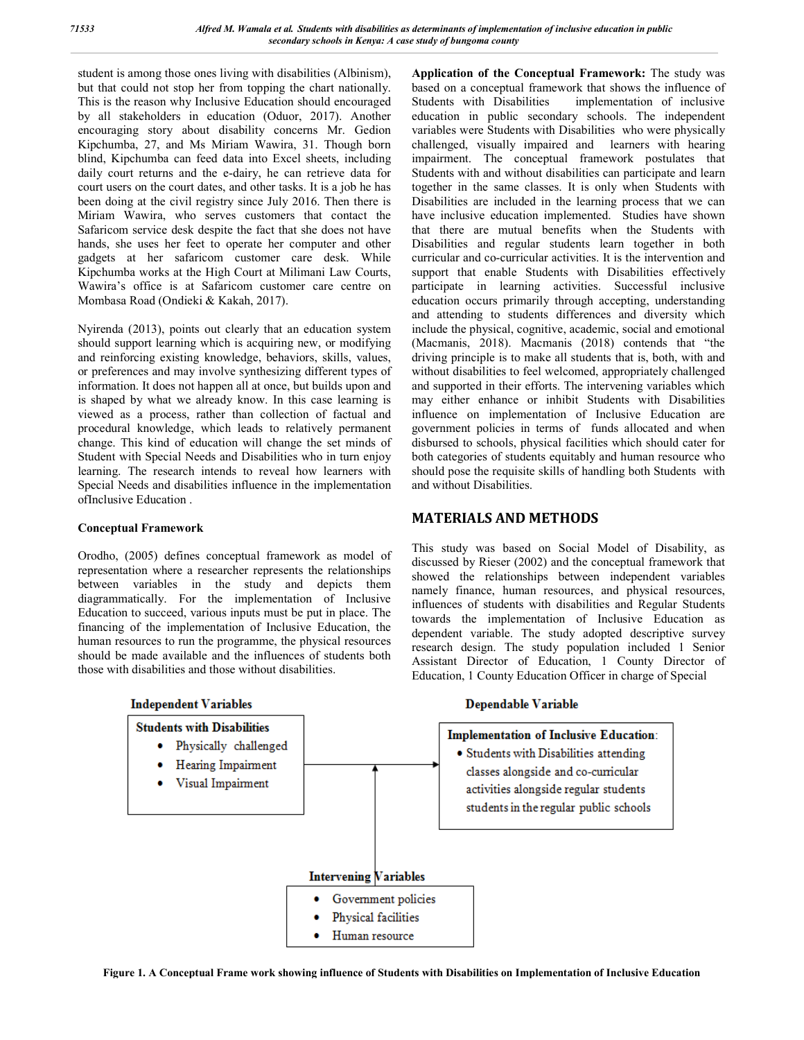student is among those ones living with disabilities (Albinism), but that could not stop her from topping the chart nationally. This is the reason why Inclusive Education should encouraged by all stakeholders in education (Oduor, 2017). Another encouraging story about disability concerns Mr. Gedion Kipchumba, 27, and Ms Miriam Wawira, 31. Though born blind, Kipchumba can feed data into Excel sheets, including daily court returns and the e-dairy, he can retrieve data for court users on the court dates, and other tasks. It is a job he has been doing at the civil registry since July 2016. Then there is Miriam Wawira, who serves customers that contact the Safaricom service desk despite the fact that she does not have hands, she uses her feet to operate her computer and other gadgets at her safaricom customer care desk. While Kipchumba works at the High Court at Milimani Law Courts, Wawira's office is at Safaricom customer care centre on Mombasa Road (Ondieki & Kakah, 2017).

Nyirenda (2013), points out clearly that an education system should support learning which is acquiring new, or modifying and reinforcing existing knowledge, behaviors, skills, values, or preferences and may involve synthesizing different types of information. It does not happen all at once, but builds upon and is shaped by what we already know. In this case learning is viewed as a process, rather than collection of factual and procedural knowledge, which leads to relatively permanent change. This kind of education will change the set minds of Student with Special Needs and Disabilities who in turn enjoy learning. The research intends to reveal how learners with Special Needs and disabilities influence in the implementation ofInclusive Education .

**Conceptual Framework**

Orodho, (2005) defines conceptual framework as model of representation where a researcher represents the relationships between variables in the study and depicts them diagrammatically. For the implementation of Inclusive Education to succeed, various inputs must be put in place. The financing of the implementation of Inclusive Education, the human resources to run the programme, the physical resources should be made available and the influences of students both those with disabilities and those without disabilities.

**Application of the Conceptual Framework:** The study was based on a conceptual framework that shows the influence of Students with Disabilities implementation of inclusive education in public secondary schools. The independent variables were Students with Disabilities who were physically challenged, visually impaired and learners with hearing impairment. The conceptual framework postulates that Students with and without disabilities can participate and learn together in the same classes. It is only when Students with Disabilities are included in the learning process that we can have inclusive education implemented. Studies have shown that there are mutual benefits when the Students with Disabilities and regular students learn together in both curricular and co-curricular activities. It is the intervention and support that enable Students with Disabilities effectively participate in learning activities. Successful inclusive education occurs primarily through accepting, understanding and attending to students differences and diversity which include the physical, cognitive, academic, social and emotional (Macmanis, 2018). Macmanis (2018) contends that "the driving principle is to make all students that is, both, with and without disabilities to feel welcomed, appropriately challenged and supported in their efforts. The intervening variables which may either enhance or inhibit Students with Disabilities influence on implementation of Inclusive Education are government policies in terms of funds allocated and when disbursed to schools, physical facilities which should cater for both categories of students equitably and human resource who should pose the requisite skills of handling both Students with and without Disabilities.

## MATERIALS AND METHODS

This study was based on Social Model of Disability, as discussed by Rieser (2002) and the conceptual framework that showed the relationships between independent variables namely finance, human resources, and physical resources, influences of students with disabilities and Regular Students towards the implementation of Inclusive Education as dependent variable. The study adopted descriptive survey research design. The study population included 1 Senior Assistant Director of Education, 1 County Director of Education, 1 County Education Officer in charge of Special

**Independent Variables**

**Students with Disabilities**
- Physically challenged
- Hearing Impairment
- Visual Impairment

**Dependable Variable**

**Implementation of Inclusive Education:**
- Students with Disabilities attending classes alongside and co-curricular activities alongside regular students students in the regular public schools

**Intervening Variables**
- Government policies
- Physical facilities
- Human resource

**Figure 1. A Conceptual Frame work showing influence of Students with Disabilities on Implementation of Inclusive Education**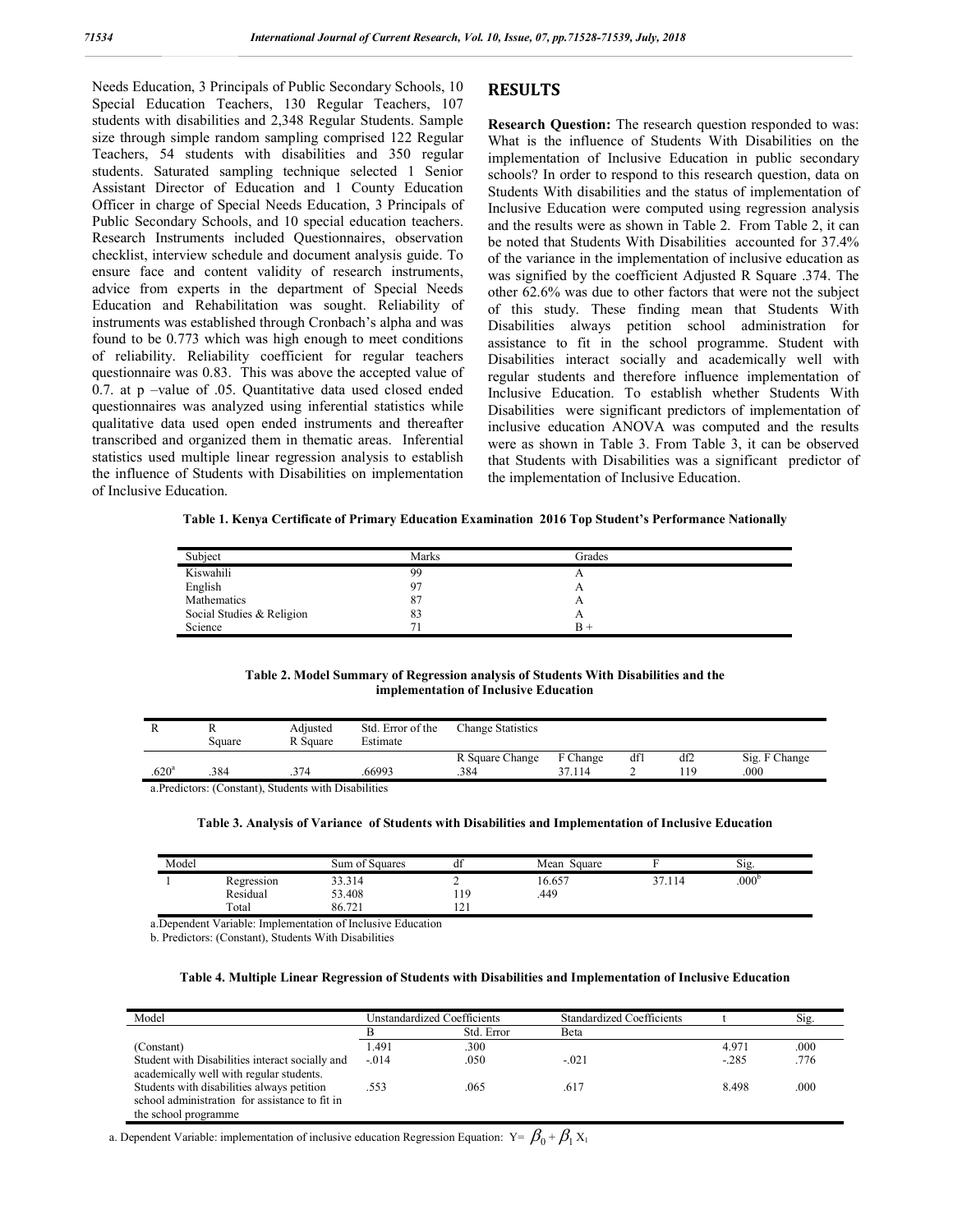Needs Education, 3 Principals of Public Secondary Schools, 10 Special Education Teachers, 130 Regular Teachers, 107 students with disabilities and 2,348 Regular Students. Sample size through simple random sampling comprised 122 Regular Teachers, 54 students with disabilities and 350 regular students. Saturated sampling technique selected 1 Senior Assistant Director of Education and 1 County Education Officer in charge of Special Needs Education, 3 Principals of Public Secondary Schools, and 10 special education teachers. Research Instruments included Questionnaires, observation checklist, interview schedule and document analysis guide. To ensure face and content validity of research instruments, advice from experts in the department of Special Needs Education and Rehabilitation was sought. Reliability of instruments was established through Cronbach's alpha and was found to be 0.773 which was high enough to meet conditions of reliability. Reliability coefficient for regular teachers questionnaire was 0.83. This was above the accepted value of 0.7. at p –value of .05. Quantitative data used closed ended questionnaires was analyzed using inferential statistics while qualitative data used open ended instruments and thereafter transcribed and organized them in thematic areas. Inferential statistics used multiple linear regression analysis to establish the influence of Students with Disabilities on implementation of Inclusive Education.

## RESULTS

**Research Question:** The research question responded to was: What is the influence of Students With Disabilities on the implementation of Inclusive Education in public secondary schools? In order to respond to this research question, data on Students With disabilities and the status of implementation of Inclusive Education were computed using regression analysis and the results were as shown in Table 2. From Table 2, it can be noted that Students With Disabilities accounted for 37.4% of the variance in the implementation of inclusive education as was signified by the coefficient Adjusted R Square .374. The other 62.6% was due to other factors that were not the subject of this study. These finding mean that Students With Disabilities always petition school administration for assistance to fit in the school programme. Student with Disabilities interact socially and academically well with regular students and therefore influence implementation of Inclusive Education. To establish whether Students With Disabilities were significant predictors of implementation of inclusive education ANOVA was computed and the results were as shown in Table 3. From Table 3, it can be observed that Students with Disabilities was a significant predictor of the implementation of Inclusive Education.

**Table 1. Kenya Certificate of Primary Education Examination 2016 Top Student's Performance Nationally**

| Subject | Marks | Grades |
|---|---|---|
| Kiswahili | 99 | A |
| English | 97 | A |
| Mathematics | 87 | A |
| Social Studies & Religion | 83 | A |
| Science | 71 | B + |

**Table 2. Model Summary of Regression analysis of Students With Disabilities and the implementation of Inclusive Education**

| R | R Square | Adjusted R Square | Std. Error of the Estimate | Change Statistics | | | | |
|---|---|---|---|---|---|---|---|---|
| | | | | R Square Change | F Change | df1 | df2 | Sig. F Change |
| .620[a] | .384 | .374 | .66993 | .384 | 37.114 | 2 | 119 | .000 |

a.Predictors: (Constant), Students with Disabilities

**Table 3. Analysis of Variance of Students with Disabilities and Implementation of Inclusive Education**

| Model | | Sum of Squares | df | Mean Square | F | Sig. |
|---|---|---|---|---|---|---|
| 1 | Regression | 33.314 | 2 | 16.657 | 37.114 | .000[b] |
| | Residual | 53.408 | 119 | .449 | | |
| | Total | 86.721 | 121 | | | |

a.Dependent Variable: Implementation of Inclusive Education

b. Predictors: (Constant), Students With Disabilities

**Table 4. Multiple Linear Regression of Students with Disabilities and Implementation of Inclusive Education**

| Model | Unstandardized Coefficients | | Standardized Coefficients | t | Sig. |
|---|---|---|---|---|---|
| | B | Std. Error | Beta | | |
| (Constant) | 1.491 | .300 | | 4.971 | .000 |
| Student with Disabilities interact socially and academically well with regular students. | -.014 | .050 | -.021 | -.285 | .776 |
| Students with disabilities always petition school administration for assistance to fit in the school programme | .553 | .065 | .617 | 8.498 | .000 |

a. Dependent Variable: implementation of inclusive education Regression Equation: $Y = \beta_0 + \beta_1 X_1$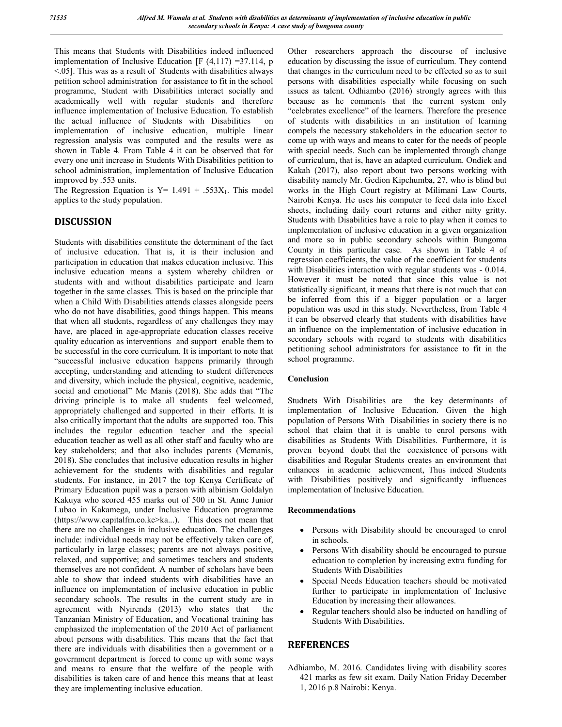This means that Students with Disabilities indeed influenced implementation of Inclusive Education [$F(4,117) = 37.114$, $p < .05$]. This was as a result of Students with disabilities always petition school administration for assistance to fit in the school programme, Student with Disabilities interact socially and academically well with regular students and therefore influence implementation of Inclusive Education. To establish the actual influence of Students with Disabilities on implementation of inclusive education, multiple linear regression analysis was computed and the results were as shown in Table 4. From Table 4 it can be observed that for every one unit increase in Students With Disabilities petition to school administration, implementation of Inclusive Education improved by .553 units.

The Regression Equation is $Y = 1.491 + .553X_1$. This model applies to the study population.

## DISCUSSION

Students with disabilities constitute the determinant of the fact of inclusive education. That is, it is their inclusion and participation in education that makes education inclusive. This inclusive education means a system whereby children or students with and without disabilities participate and learn together in the same classes. This is based on the principle that when a Child With Disabilities attends classes alongside peers who do not have disabilities, good things happen. This means that when all students, regardless of any challenges they may have, are placed in age-appropriate education classes receive quality education as interventions and support enable them to be successful in the core curriculum. It is important to note that "successful inclusive education happens primarily through accepting, understanding and attending to student differences and diversity, which include the physical, cognitive, academic, social and emotional" Mc Manis (2018). She adds that "The driving principle is to make all students feel welcomed, appropriately challenged and supported in their efforts. It is also critically important that the adults are supported too. This includes the regular education teacher and the special education teacher as well as all other staff and faculty who are key stakeholders; and that also includes parents (Mcmanis, 2018). She concludes that inclusive education results in higher achievement for the students with disabilities and regular students. For instance, in 2017 the top Kenya Certificate of Primary Education pupil was a person with albinism Goldalyn Kakuya who scored 455 marks out of 500 in St. Anne Junior Lubao in Kakamega, under Inclusive Education programme (https://www.capitalfm.co.ke>ka...). This does not mean that there are no challenges in inclusive education. The challenges include: individual needs may not be effectively taken care of, particularly in large classes; parents are not always positive, relaxed, and supportive; and sometimes teachers and students themselves are not confident. A number of scholars have been able to show that indeed students with disabilities have an influence on implementation of inclusive education in public secondary schools. The results in the current study are in agreement with Nyirenda (2013) who states that the Tanzanian Ministry of Education, and Vocational training has emphasized the implementation of the 2010 Act of parliament about persons with disabilities. This means that the fact that there are individuals with disabilities then a government or a government department is forced to come up with some ways and means to ensure that the welfare of the people with disabilities is taken care of and hence this means that at least they are implementing inclusive education.

Other researchers approach the discourse of inclusive education by discussing the issue of curriculum. They contend that changes in the curriculum need to be effected so as to suit persons with disabilities especially while focusing on such issues as talent. Odhiambo (2016) strongly agrees with this because as he comments that the current system only "celebrates excellence" of the learners. Therefore the presence of students with disabilities in an institution of learning compels the necessary stakeholders in the education sector to come up with ways and means to cater for the needs of people with special needs. Such can be implemented through change of curriculum, that is, have an adapted curriculum. Ondiek and Kakah (2017), also report about two persons working with disability namely Mr. Gedion Kipchumba, 27, who is blind but works in the High Court registry at Milimani Law Courts, Nairobi Kenya. He uses his computer to feed data into Excel sheets, including daily court returns and either nitty gritty. Students with Disabilities have a role to play when it comes to implementation of inclusive education in a given organization and more so in public secondary schools within Bungoma County in this particular case. As shown in Table 4 of regression coefficients, the value of the coefficient for students with Disabilities interaction with regular students was - 0.014. However it must be noted that since this value is not statistically significant, it means that there is not much that can be inferred from this if a bigger population or a larger population was used in this study. Nevertheless, from Table 4 it can be observed clearly that students with disabilities have an influence on the implementation of inclusive education in secondary schools with regard to students with disabilities petitioning school administrators for assistance to fit in the school programme.

### Conclusion

Studnets With Disabilities are the key determinants of implementation of Inclusive Education. Given the high population of Persons With Disabilities in society there is no school that claim that it is unable to enrol persons with disabilities as Students With Disabilities. Furthermore, it is proven beyond doubt that the coexistence of persons with disabilities and Regular Students creates an environment that enhances in academic achievement, Thus indeed Students with Disabilities positively and significantly influences implementation of Inclusive Education.

### Recommendations

- Persons with Disability should be encouraged to enrol in schools.
- Persons With disability should be encouraged to pursue education to completion by increasing extra funding for Students With Disabilities
- Special Needs Education teachers should be motivated further to participate in implementation of Inclusive Education by increasing their allowances.
- Regular teachers should also be inducted on handling of Students With Disabilities.

## REFERENCES

Adhiambo, M. 2016. Candidates living with disability scores 421 marks as few sit exam. Daily Nation Friday December 1, 2016 p.8 Nairobi: Kenya.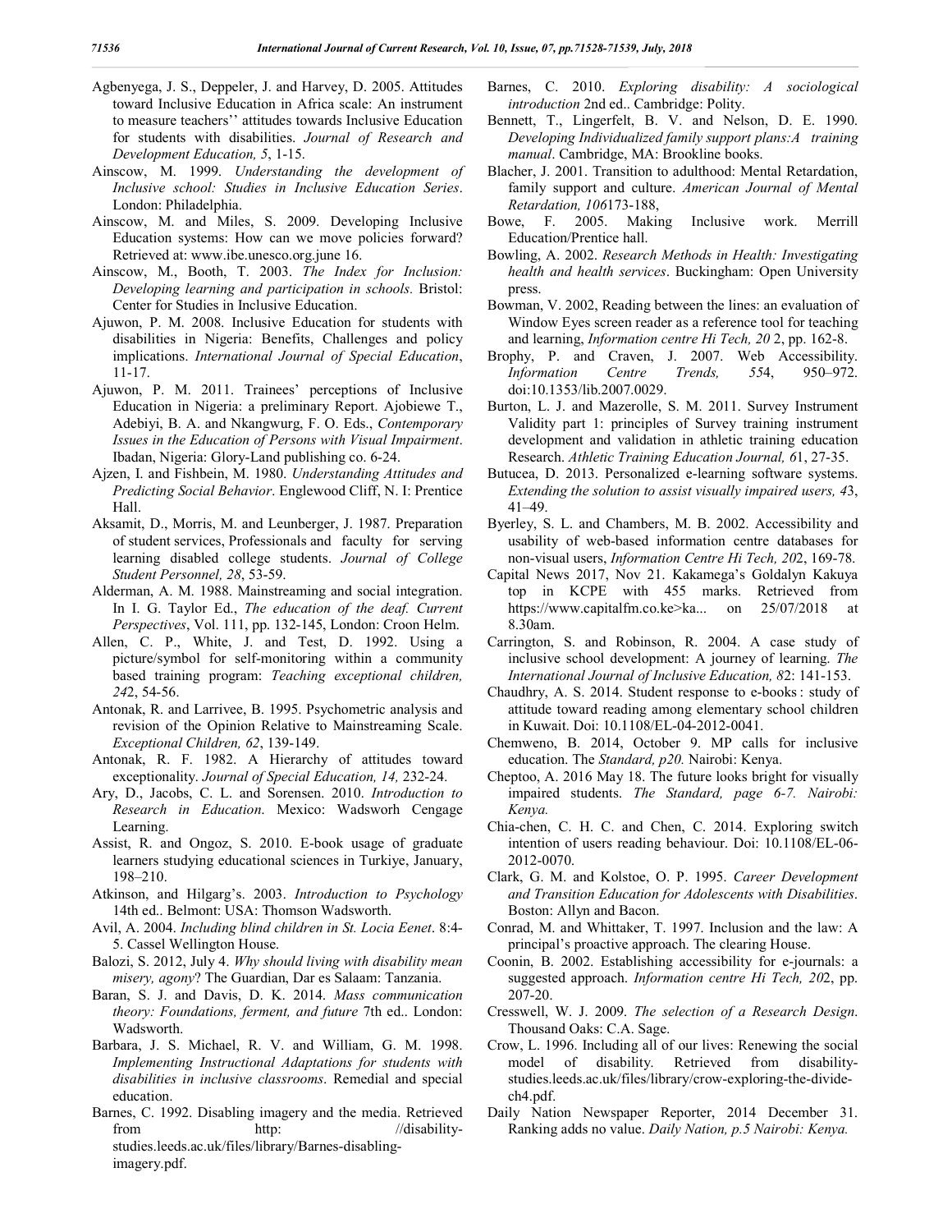Agbenyega, J. S., Deppeler, J. and Harvey, D. 2005. Attitudes toward Inclusive Education in Africa scale: An instrument to measure teachers'' attitudes towards Inclusive Education for students with disabilities. *Journal of Research and Development Education, 5*, 1-15.

Ainscow, M. 1999. *Understanding the development of Inclusive school: Studies in Inclusive Education Series*. London: Philadelphia.

Ainscow, M. and Miles, S. 2009. Developing Inclusive Education systems: How can we move policies forward? Retrieved at: www.ibe.unesco.org.june 16.

Ainscow, M., Booth, T. 2003. *The Index for Inclusion: Developing learning and participation in schools.* Bristol: Center for Studies in Inclusive Education.

Ajuwon, P. M. 2008. Inclusive Education for students with disabilities in Nigeria: Benefits, Challenges and policy implications. *International Journal of Special Education*, 11-17.

Ajuwon, P. M. 2011. Trainees' perceptions of Inclusive Education in Nigeria: a preliminary Report. Ajobiewe T., Adebiyi, B. A. and Nkangwurg, F. O. Eds., *Contemporary Issues in the Education of Persons with Visual Impairment*. Ibadan, Nigeria: Glory-Land publishing co. 6-24.

Ajzen, I. and Fishbein, M. 1980. *Understanding Attitudes and Predicting Social Behavior*. Englewood Cliff, N. I: Prentice Hall.

Aksamit, D., Morris, M. and Leunberger, J. 1987. Preparation of student services, Professionals and faculty for serving learning disabled college students. *Journal of College Student Personnel, 28*, 53-59.

Alderman, A. M. 1988. Mainstreaming and social integration. In I. G. Taylor Ed., *The education of the deaf. Current Perspectives*, Vol. 111, pp. 132-145, London: Croon Helm.

Allen, C. P., White, J. and Test, D. 1992. Using a picture/symbol for self-monitoring within a community based training program: *Teaching exceptional children, 24*2, 54-56.

Antonak, R. and Larrivee, B. 1995. Psychometric analysis and revision of the Opinion Relative to Mainstreaming Scale. *Exceptional Children, 62*, 139-149.

Antonak, R. F. 1982. A Hierarchy of attitudes toward exceptionality. *Journal of Special Education, 14,* 232-24.

Ary, D., Jacobs, C. L. and Sorensen. 2010. *Introduction to Research in Education*. Mexico: Wadsworh Cengage Learning.

Assist, R. and Ongoz, S. 2010. E-book usage of graduate learners studying educational sciences in Turkiye, January, 198–210.

Atkinson, and Hilgarg's. 2003. *Introduction to Psychology* 14th ed.. Belmont: USA: Thomson Wadsworth.

Avil, A. 2004. *Including blind children in St. Locia Eenet*. 8:4-5. Cassel Wellington House.

Balozi, S. 2012, July 4. *Why should living with disability mean misery, agony*? The Guardian, Dar es Salaam: Tanzania.

Baran, S. J. and Davis, D. K. 2014. *Mass communication theory: Foundations, ferment, and future* 7th ed.. London: Wadsworth.

Barbara, J. S. Michael, R. V. and William, G. M. 1998. *Implementing Instructional Adaptations for students with disabilities in inclusive classrooms*. Remedial and special education.

Barnes, C. 1992. Disabling imagery and the media. Retrieved from http: //disability-studies.leeds.ac.uk/files/library/Barnes-disabling-imagery.pdf.

Barnes, C. 2010. *Exploring disability: A sociological introduction* 2nd ed.. Cambridge: Polity.

Bennett, T., Lingerfelt, B. V. and Nelson, D. E. 1990. *Developing Individualized family support plans:A training manual*. Cambridge, MA: Brookline books.

Blacher, J. 2001. Transition to adulthood: Mental Retardation, family support and culture. *American Journal of Mental Retardation, 106*173-188,

Bowe, F. 2005. Making Inclusive work. Merrill Education/Prentice hall.

Bowling, A. 2002. *Research Methods in Health: Investigating health and health services*. Buckingham: Open University press.

Bowman, V. 2002, Reading between the lines: an evaluation of Window Eyes screen reader as a reference tool for teaching and learning, *Information centre Hi Tech, 20* 2, pp. 162-8.

Brophy, P. and Craven, J. 2007. Web Accessibility. *Information Centre Trends, 55*4, 950–972. doi:10.1353/lib.2007.0029.

Burton, L. J. and Mazerolle, S. M. 2011. Survey Instrument Validity part 1: principles of Survey training instrument development and validation in athletic training education Research. *Athletic Training Education Journal, 6*1, 27-35.

Butucea, D. 2013. Personalized e-learning software systems. *Extending the solution to assist visually impaired users, 4*3, 41–49.

Byerley, S. L. and Chambers, M. B. 2002. Accessibility and usability of web-based information centre databases for non-visual users, *Information Centre Hi Tech, 20*2, 169-78.

Capital News 2017, Nov 21. Kakamega's Goldalyn Kakuya top in KCPE with 455 marks. Retrieved from https://www.capitalfm.co.ke>ka... on 25/07/2018 at 8.30am.

Carrington, S. and Robinson, R. 2004. A case study of inclusive school development: A journey of learning. *The International Journal of Inclusive Education, 8*2: 141-153.

Chaudhry, A. S. 2014. Student response to e-books : study of attitude toward reading among elementary school children in Kuwait. Doi: 10.1108/EL-04-2012-0041.

Chemweno, B. 2014, October 9. MP calls for inclusive education. The *Standard, p20.* Nairobi: Kenya.

Cheptoo, A. 2016 May 18. The future looks bright for visually impaired students. *The Standard, page 6-7. Nairobi: Kenya.*

Chia-chen, C. H. C. and Chen, C. 2014. Exploring switch intention of users reading behaviour. Doi: 10.1108/EL-06-2012-0070.

Clark, G. M. and Kolstoe, O. P. 1995. *Career Development and Transition Education for Adolescents with Disabilities*. Boston: Allyn and Bacon.

Conrad, M. and Whittaker, T. 1997. Inclusion and the law: A principal's proactive approach. The clearing House.

Coonin, B. 2002. Establishing accessibility for e-journals: a suggested approach. *Information centre Hi Tech, 20*2, pp. 207-20.

Cresswell, W. J. 2009. *The selection of a Research Design*. Thousand Oaks: C.A. Sage.

Crow, L. 1996. Including all of our lives: Renewing the social model of disability. Retrieved from disability-studies.leeds.ac.uk/files/library/crow-exploring-the-divide-ch4.pdf.

Daily Nation Newspaper Reporter, 2014 December 31. Ranking adds no value. *Daily Nation, p.5 Nairobi: Kenya.*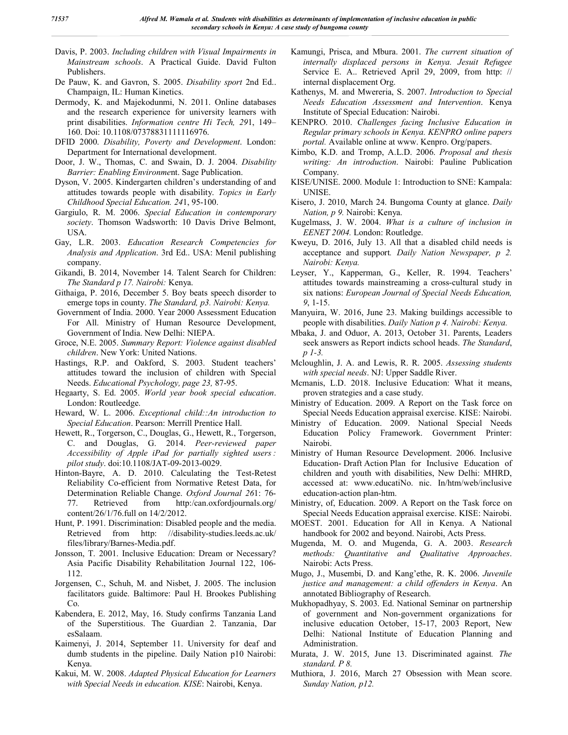Davis, P. 2003. *Including children with Visual Impairments in Mainstream schools*. A Practical Guide. David Fulton Publishers.

De Pauw, K. and Gavron, S. 2005. *Disability sport* 2nd Ed.. Champaign, IL: Human Kinetics.

Dermody, K. and Majekodunmi, N. 2011. Online databases and the research experience for university learners with print disabilities. *Information centre Hi Tech, 29*1, 149–160. Doi: 10.1108/07378831111116976.

DFID 2000. *Disability, Poverty and Development*. London: Department for International development.

Door, J. W., Thomas, C. and Swain, D. J. 2004. *Disability Barrier: Enabling Environmen*t. Sage Publication.

Dyson, V. 2005. Kindergarten children's understanding of and attitudes towards people with disability. *Topics in Early Childhood Special Education. 24*1, 95-100.

Gargiulo, R. M. 2006. *Special Education in contemporary society*. Thomson Wadsworth: 10 Davis Drive Belmont, USA.

Gay, L.R. 2003. *Education Research Competencies for Analysis and Application*. 3rd Ed.. USA: Menil publishing company.

Gikandi, B. 2014, November 14. Talent Search for Children: *The Standard p 17. Nairobi:* Kenya.

Githaiga, P. 2016, December 5. Boy beats speech disorder to emerge tops in county. *The Standard, p3. Nairobi: Kenya.*

Government of India. 2000. Year 2000 Assessment Education For All. Ministry of Human Resource Development, Government of India. New Delhi: NIEPA.

Groce, N.E. 2005. *Summary Report: Violence against disabled children*. New York: United Nations.

Hastings, R.P. and Oakford, S. 2003. Student teachers' attitudes toward the inclusion of children with Special Needs. *Educational Psychology, page 23,* 87-95.

Hegaarty, S. Ed. 2005. *World year book special education*. London: Routleedge.

Heward, W. L. 2006. *Exceptional child::An introduction to Special Education*. Pearson: Merrill Prentice Hall.

Hewett, R., Torgerson, C., Douglas, G., Hewett, R., Torgerson, C. and Douglas, G. 2014. *Peer-reviewed paper Accessibility of Apple iPad for partially sighted users : pilot study*. doi:10.1108/JAT-09-2013-0029.

Hinton-Bayre, A. D. 2010. Calculating the Test-Retest Reliability Co-efficient from Normative Retest Data, for Determination Reliable Change. *Oxford Journal 26*1: 76-77. Retrieved from http:/can.oxfordjournals.org/ content/26/1/76.full on 14/2/2012.

Hunt, P. 1991. Discrimination: Disabled people and the media. Retrieved from http: //disability-studies.leeds.ac.uk/ files/library/Barnes-Media.pdf.

Jonsson, T. 2001. Inclusive Education: Dream or Necessary? Asia Pacific Disability Rehabilitation Journal 122, 106-112.

Jorgensen, C., Schuh, M. and Nisbet, J. 2005. The inclusion facilitators guide. Baltimore: Paul H. Brookes Publishing Co.

Kabendera, E. 2012, May, 16. Study confirms Tanzania Land of the Superstitious. The Guardian 2. Tanzania, Dar esSalaam.

Kaimenyi, J. 2014, September 11. University for deaf and dumb students in the pipeline. Daily Nation p10 Nairobi: Kenya.

Kakui, M. W. 2008. *Adapted Physical Education for Learners with Special Needs in education. KISE*: Nairobi, Kenya.

Kamungi, Prisca, and Mbura. 2001. *The current situation of internally displaced persons in Kenya. Jesuit Refugee* Service E. A.. Retrieved April 29, 2009, from http: // internal displacement Org.

Kathenys, M. and Mwereria, S. 2007. *Introduction to Special Needs Education Assessment and Intervention*. Kenya Institute of Special Education: Nairobi.

KENPRO. 2010. *Challenges facing Inclusive Education in Regular primary schools in Kenya. KENPRO online papers portal.* Available online at www. Kenpro. Org/papers.

Kimbo, K.D. and Tromp, A.L.D. 2006. *Proposal and thesis writing: An introduction*. Nairobi: Pauline Publication Company.

KISE/UNISE. 2000. Module 1: Introduction to SNE: Kampala: UNISE.

Kisero, J. 2010, March 24. Bungoma County at glance. *Daily Nation, p 9.* Nairobi: Kenya.

Kugelmass, J. W. 2004. *What is a culture of inclusion in EENET 2004.* London: Routledge.

Kweyu, D. 2016, July 13. All that a disabled child needs is acceptance and support*. Daily Nation Newspaper, p 2. Nairobi: Kenya.*

Leyser, Y., Kapperman, G., Keller, R. 1994. Teachers' attitudes towards mainstreaming a cross-cultural study in six nations: *European Journal of Special Needs Education, 9*, 1-15.

Manyuira, W. 2016, June 23. Making buildings accessible to people with disabilities. *Daily Nation p 4. Nairobi: Kenya.*

Mbaka, J. and Oduor, A. 2013, October 31. Parents, Leaders seek answers as Report indicts school heads. *The Standard*, *p 1-3.*

Mcloughlin, J. A. and Lewis, R. R. 2005. *Assessing students with special needs*. NJ: Upper Saddle River.

Mcmanis, L.D. 2018. Inclusive Education: What it means, proven strategies and a case study.

Ministry of Education. 2009. A Report on the Task force on Special Needs Education appraisal exercise. KISE: Nairobi.

Ministry of Education. 2009. National Special Needs Education Policy Framework. Government Printer: Nairobi.

Ministry of Human Resource Development. 2006. Inclusive Education- Draft Action Plan for Inclusive Education of children and youth with disabilities, New Delhi: MHRD, accessed at: www.educatiNo. nic. In/htm/web/inclusive education-action plan-htm.

Ministry, of, Education. 2009. A Report on the Task force on Special Needs Education appraisal exercise. KISE: Nairobi.

MOEST. 2001. Education for All in Kenya. A National handbook for 2002 and beyond. Nairobi, Acts Press.

Mugenda, M. O. and Mugenda, G. A. 2003. *Research methods: Quantitative and Qualitative Approaches*. Nairobi: Acts Press.

Mugo, J., Musembi, D. and Kang'ethe, R. K. 2006. *Juvenile justice and management: a child offenders in Kenya*. An annotated Bibliography of Research.

Mukhopadhyay, S. 2003. Ed. National Seminar on partnership of government and Non-government organizations for inclusive education October, 15-17, 2003 Report, New Delhi: National Institute of Education Planning and Administration.

Murata, J. W. 2015, June 13. Discriminated against*. The standard. P 8.*

Muthiora, J. 2016, March 27 Obsession with Mean score. *Sunday Nation, p12.*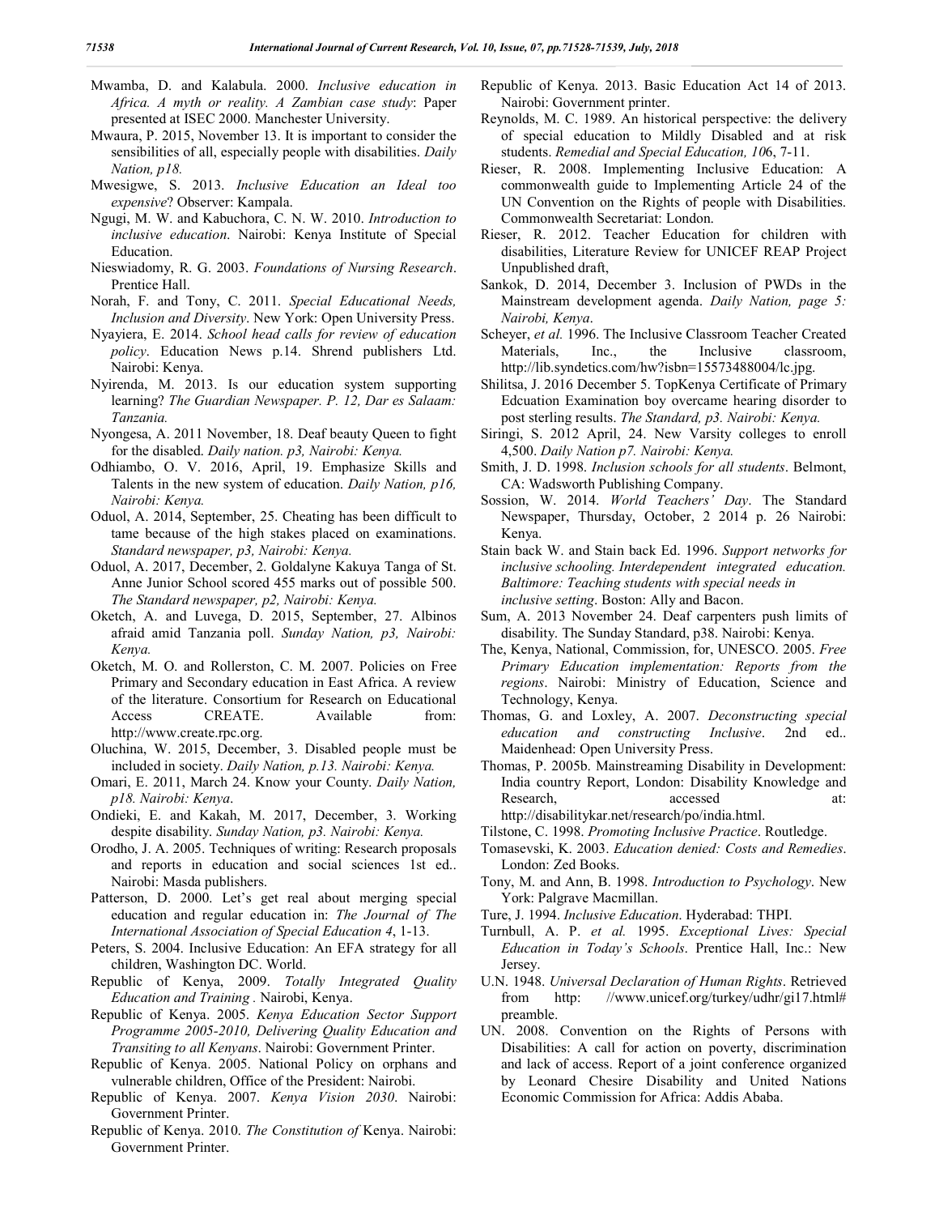Mwamba, D. and Kalabula. 2000. *Inclusive education in Africa. A myth or reality. A Zambian case study*: Paper presented at ISEC 2000. Manchester University.

Mwaura, P. 2015, November 13. It is important to consider the sensibilities of all, especially people with disabilities. *Daily Nation, p18.*

Mwesigwe, S. 2013. *Inclusive Education an Ideal too expensive*? Observer: Kampala.

Ngugi, M. W. and Kabuchora, C. N. W. 2010. *Introduction to inclusive education*. Nairobi: Kenya Institute of Special Education.

Nieswiadomy, R. G. 2003. *Foundations of Nursing Research*. Prentice Hall.

Norah, F. and Tony, C. 2011. *Special Educational Needs, Inclusion and Diversity*. New York: Open University Press.

Nyayiera, E. 2014. *School head calls for review of education policy*. Education News p.14. Shrend publishers Ltd. Nairobi: Kenya.

Nyirenda, M. 2013. Is our education system supporting learning? *The Guardian Newspaper. P. 12, Dar es Salaam: Tanzania.*

Nyongesa, A. 2011 November, 18. Deaf beauty Queen to fight for the disabled. *Daily nation. p3, Nairobi: Kenya.*

Odhiambo, O. V. 2016, April, 19. Emphasize Skills and Talents in the new system of education. *Daily Nation, p16, Nairobi: Kenya.*

Oduol, A. 2014, September, 25. Cheating has been difficult to tame because of the high stakes placed on examinations. *Standard newspaper, p3, Nairobi: Kenya.*

Oduol, A. 2017, December, 2. Goldalyne Kakuya Tanga of St. Anne Junior School scored 455 marks out of possible 500. *The Standard newspaper, p2, Nairobi: Kenya.*

Oketch, A. and Luvega, D. 2015, September, 27. Albinos afraid amid Tanzania poll. *Sunday Nation, p3, Nairobi: Kenya.*

Oketch, M. O. and Rollerston, C. M. 2007. Policies on Free Primary and Secondary education in East Africa. A review of the literature. Consortium for Research on Educational Access CREATE. Available from: http://www.create.rpc.org.

Oluchina, W. 2015, December, 3. Disabled people must be included in society. *Daily Nation, p.13. Nairobi: Kenya.*

Omari, E. 2011, March 24. Know your County. *Daily Nation, p18. Nairobi: Kenya*.

Ondieki, E. and Kakah, M. 2017, December, 3. Working despite disability. *Sunday Nation, p3. Nairobi: Kenya.*

Orodho, J. A. 2005. Techniques of writing: Research proposals and reports in education and social sciences 1st ed.. Nairobi: Masda publishers.

Patterson, D. 2000. Let's get real about merging special education and regular education in: *The Journal of The International Association of Special Education 4*, 1-13.

Peters, S. 2004. Inclusive Education: An EFA strategy for all children, Washington DC. World.

Republic of Kenya, 2009. *Totally Integrated Quality Education and Training .* Nairobi, Kenya.

Republic of Kenya. 2005. *Kenya Education Sector Support Programme 2005-2010, Delivering Quality Education and Transiting to all Kenyans*. Nairobi: Government Printer.

Republic of Kenya. 2005. National Policy on orphans and vulnerable children, Office of the President: Nairobi.

Republic of Kenya. 2007. *Kenya Vision 2030*. Nairobi: Government Printer.

Republic of Kenya. 2010. *The Constitution of* Kenya. Nairobi: Government Printer.

Republic of Kenya. 2013. Basic Education Act 14 of 2013. Nairobi: Government printer.

Reynolds, M. C. 1989. An historical perspective: the delivery of special education to Mildly Disabled and at risk students. *Remedial and Special Education, 10*6, 7-11.

Rieser, R. 2008. Implementing Inclusive Education: A commonwealth guide to Implementing Article 24 of the UN Convention on the Rights of people with Disabilities. Commonwealth Secretariat: London.

Rieser, R. 2012. Teacher Education for children with disabilities, Literature Review for UNICEF REAP Project Unpublished draft,

Sankok, D. 2014, December 3. Inclusion of PWDs in the Mainstream development agenda. *Daily Nation, page 5: Nairobi, Kenya*.

Scheyer, *et al.* 1996. The Inclusive Classroom Teacher Created Materials, Inc., the Inclusive classroom, http://lib.syndetics.com/hw?isbn=15573488004/lc.jpg.

Shilitsa, J. 2016 December 5. TopKenya Certificate of Primary Edcuation Examination boy overcame hearing disorder to post sterling results. *The Standard, p3. Nairobi: Kenya.*

Siringi, S. 2012 April, 24. New Varsity colleges to enroll 4,500. *Daily Nation p7. Nairobi: Kenya.*

Smith, J. D. 1998. *Inclusion schools for all students*. Belmont, CA: Wadsworth Publishing Company.

Sossion, W. 2014. *World Teachers' Day*. The Standard Newspaper, Thursday, October, 2 2014 p. 26 Nairobi: Kenya.

Stain back W. and Stain back Ed. 1996. *Support networks for inclusive schooling. Interdependent integrated education. Baltimore: Teaching students with special needs in inclusive setting*. Boston: Ally and Bacon.

Sum, A. 2013 November 24. Deaf carpenters push limits of disability. The Sunday Standard, p38. Nairobi: Kenya.

The, Kenya, National, Commission, for, UNESCO. 2005. *Free Primary Education implementation: Reports from the regions*. Nairobi: Ministry of Education, Science and Technology, Kenya.

Thomas, G. and Loxley, A. 2007. *Deconstructing special education and constructing Inclusive*. 2nd ed.. Maidenhead: Open University Press.

Thomas, P. 2005b. Mainstreaming Disability in Development: India country Report, London: Disability Knowledge and Research, accessed at: http://disabilitykar.net/research/po/india.html.

Tilstone, C. 1998. *Promoting Inclusive Practice*. Routledge.

Tomasevski, K. 2003. *Education denied: Costs and Remedies*. London: Zed Books.

Tony, M. and Ann, B. 1998. *Introduction to Psychology*. New York: Palgrave Macmillan.

Ture, J. 1994. *Inclusive Education*. Hyderabad: THPI.

Turnbull, A. P. *et al.* 1995. *Exceptional Lives: Special Education in Today's Schools*. Prentice Hall, Inc.: New Jersey.

U.N. 1948. *Universal Declaration of Human Rights*. Retrieved from http: //www.unicef.org/turkey/udhr/gi17.html# preamble.

UN. 2008. Convention on the Rights of Persons with Disabilities: A call for action on poverty, discrimination and lack of access. Report of a joint conference organized by Leonard Chesire Disability and United Nations Economic Commission for Africa: Addis Ababa.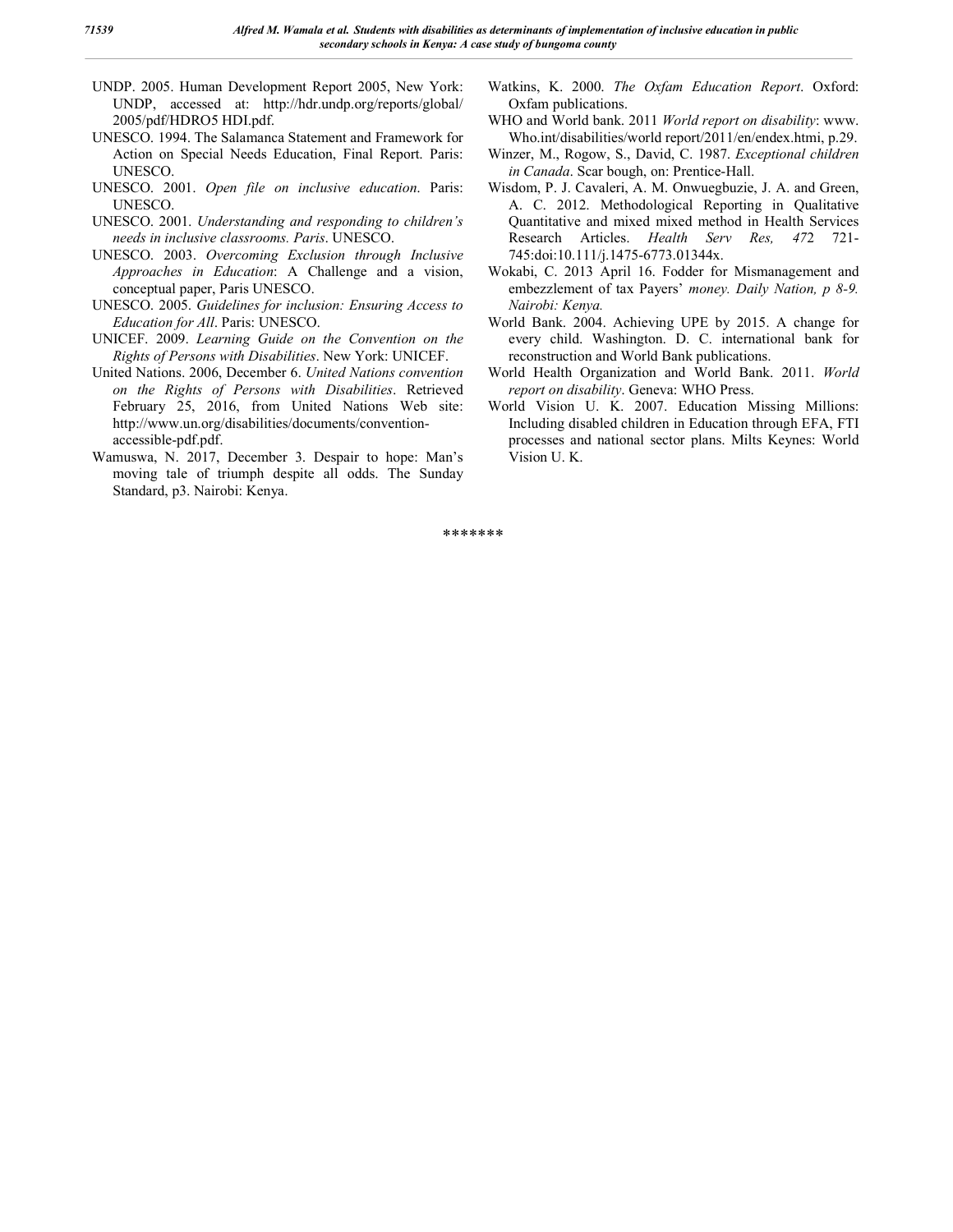UNDP. 2005. Human Development Report 2005, New York: UNDP, accessed at: http://hdr.undp.org/reports/global/2005/pdf/HDRO5 HDI.pdf.

UNESCO. 1994. The Salamanca Statement and Framework for Action on Special Needs Education, Final Report. Paris: UNESCO.

UNESCO. 2001. *Open file on inclusive education*. Paris: UNESCO.

UNESCO. 2001. *Understanding and responding to children's needs in inclusive classrooms. Paris*. UNESCO.

UNESCO. 2003. *Overcoming Exclusion through Inclusive Approaches in Education*: A Challenge and a vision, conceptual paper, Paris UNESCO.

UNESCO. 2005. *Guidelines for inclusion: Ensuring Access to Education for All*. Paris: UNESCO.

UNICEF. 2009. *Learning Guide on the Convention on the Rights of Persons with Disabilities*. New York: UNICEF.

United Nations. 2006, December 6. *United Nations convention on the Rights of Persons with Disabilities*. Retrieved February 25, 2016, from United Nations Web site: http://www.un.org/disabilities/documents/convention-accessible-pdf.pdf.

Wamuswa, N. 2017, December 3. Despair to hope: Man's moving tale of triumph despite all odds. The Sunday Standard, p3. Nairobi: Kenya.

Watkins, K. 2000. *The Oxfam Education Report*. Oxford: Oxfam publications.

WHO and World bank. 2011 *World report on disability*: www.Who.int/disabilities/world report/2011/en/endex.htmi, p.29.

Winzer, M., Rogow, S., David, C. 1987. *Exceptional children in Canada*. Scar bough, on: Prentice-Hall.

Wisdom, P. J. Cavaleri, A. M. Onwuegbuzie, J. A. and Green, A. C. 2012. Methodological Reporting in Qualitative Quantitative and mixed mixed method in Health Services Research Articles. *Health Serv Res, 47*2 721-745:doi:10.111/j.1475-6773.01344x.

Wokabi, C. 2013 April 16. Fodder for Mismanagement and embezzlement of tax Payers' *money. Daily Nation, p 8-9. Nairobi: Kenya.*

World Bank. 2004. Achieving UPE by 2015. A change for every child. Washington. D. C. international bank for reconstruction and World Bank publications.

World Health Organization and World Bank. 2011. *World report on disability*. Geneva: WHO Press.

World Vision U. K. 2007. Education Missing Millions: Including disabled children in Education through EFA, FTI processes and national sector plans. Milts Keynes: World Vision U. K.

*******